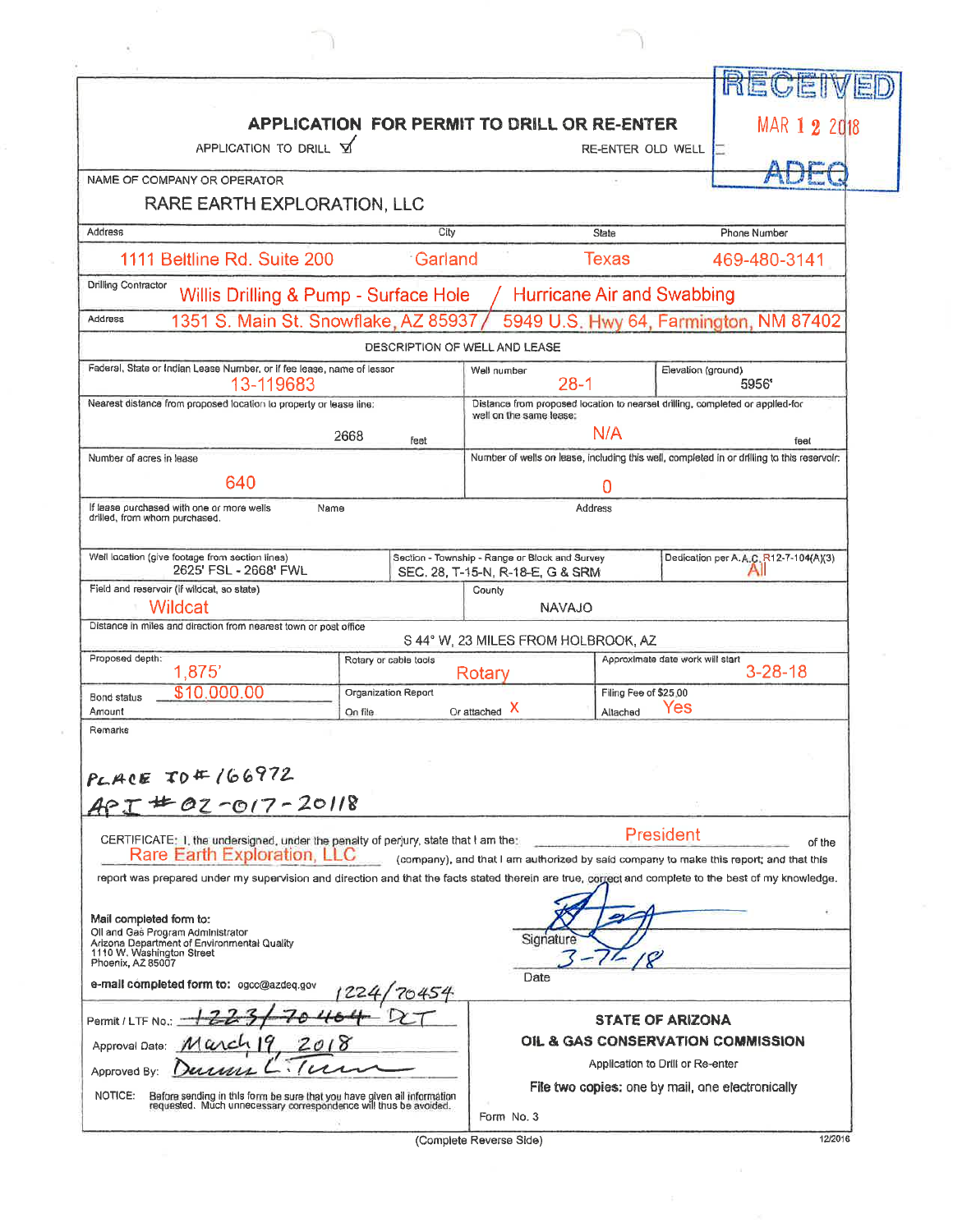RECEIVED
MAR 1 2 2018
ADEQ

# APPLICATION FOR PERMIT TO DRILL OR RE-ENTER

APPLICATION TO DRILL ☑ RE-ENTER OLD WELL ☐

NAME OF COMPANY OR OPERATOR

RARE EARTH EXPLORATION, LLC

| Address | City | State | Phone Number |
|---|---|---|---|
| 1111 Beltline Rd. Suite 200 | Garland | Texas | 469-480-3141 |

Drilling Contractor: Willis Drilling & Pump - Surface Hole / Hurricane Air and Swabbing

Address: 1351 S. Main St. Snowflake, AZ 85937 / 5949 U.S. Hwy 64, Farmington, NM 87402

## DESCRIPTION OF WELL AND LEASE

| Federal, State or Indian Lease Number, or if fee lease, name of lessor | Well number | Elevation (ground) |
|---|---|---|
| 13-119683 | 28-1 | 5956' |

| Nearest distance from proposed location to property or lease line: | Distance from proposed location to nearest drilling, completed or applied-for well on the same lease: |
|---|---|
| 2668 feet | N/A feet |

| Number of acres in lease | Number of wells on lease, including this well, completed in or drilling to this reservoir: |
|---|---|
| 640 | 0 |

| If lease purchased with one or more wells drilled, from whom purchased. | Name | Address |
|---|---|---|
| | | |

| Well location (give footage from section lines) | Section - Township - Range or Block and Survey | Dedication per A.A.C. R12-7-104(A)(3) |
|---|---|---|
| 2625' FSL - 2668' FWL | SEC. 28, T-15-N, R-18-E, G & SRM | All |

| Field and reservoir (if wildcat, so state) | County |
|---|---|
| Wildcat | NAVAJO |

Distance in miles and direction from nearest town or post office: S 44° W, 23 MILES FROM HOLBROOK, AZ

| Proposed depth: | Rotary or cable tools | Approximate date work will start |
|---|---|---|
| 1,875' | Rotary | 3-28-18 |

| Bond status Amount | Organization Report On file / Or attached | Filing Fee of $25.00 Attached |
|---|---|---|
| $10,000.00 | X (attached) | Yes |

Remarks

PLACE ID # 166972

API # 02-017-20118

CERTIFICATE: I, the undersigned, under the penalty of perjury, state that I am the: President of the Rare Earth Exploration, LLC (company), and that I am authorized by said company to make this report; and that this report was prepared under my supervision and direction and that the facts stated therein are true, correct and complete to the best of my knowledge.

Mail completed form to:
Oil and Gas Program Administrator
Arizona Department of Environmental Quality
1110 W. Washington Street
Phoenix, AZ 85007

e-mail completed form to: ogcc@azdeq.gov

Signature: [signature]

Date: 3-7-18

Permit / LTF No.: ~~1223/70464~~ DLT 1224/70454

Approval Date: March 19, 2018

Approved By: Dennis L. Turner

NOTICE: Before sending in this form be sure that you have given all information requested. Much unnecessary correspondence will thus be avoided.

**STATE OF ARIZONA**
**OIL & GAS CONSERVATION COMMISSION**
Application to Drill or Re-enter
**File two copies:** one by mail, one electronically

Form No. 3

(Complete Reverse Side)

12/2016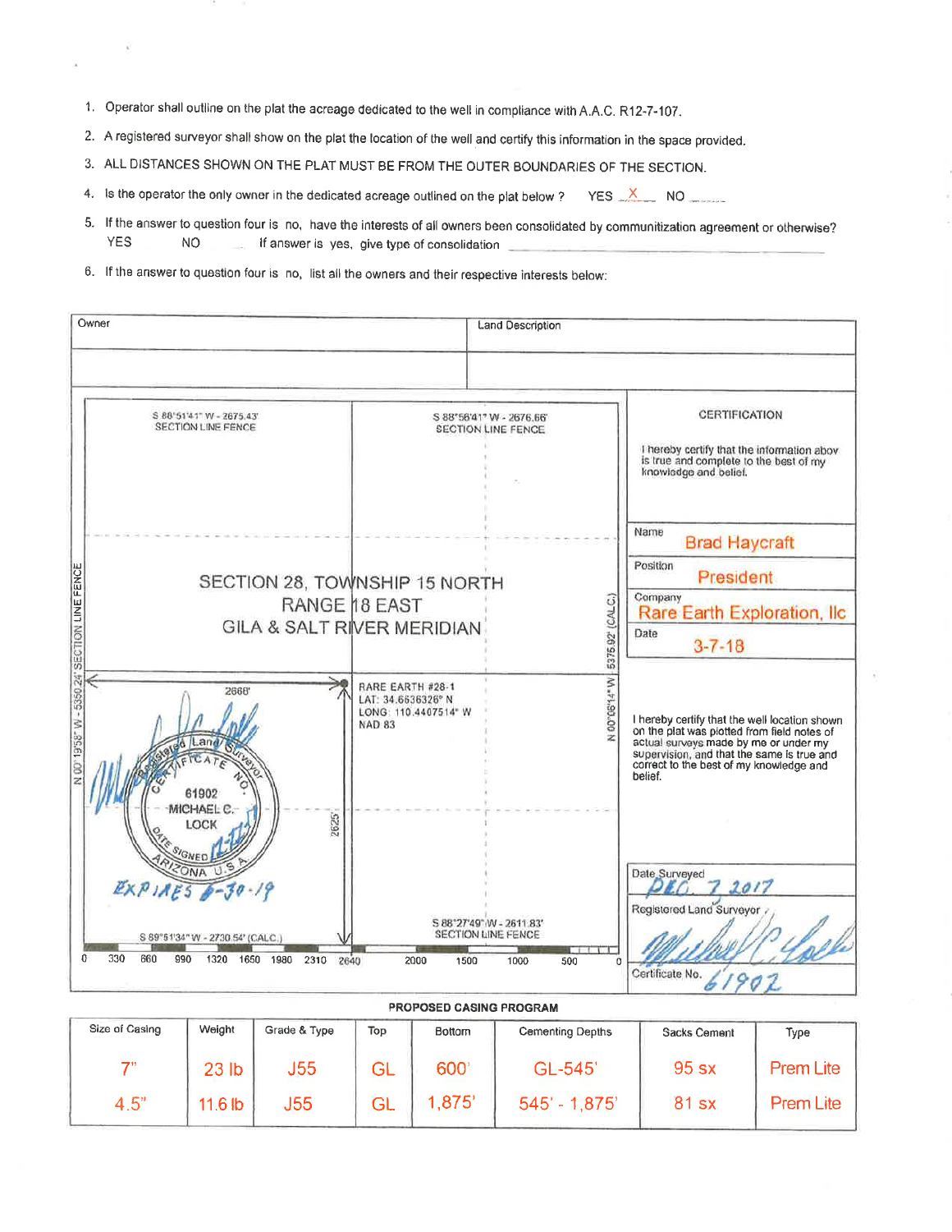1. Operator shall outline on the plat the acreage dedicated to the well in compliance with A.A.C. R12-7-107.
2. A registered surveyor shall show on the plat the location of the well and certify this information in the space provided.
3. ALL DISTANCES SHOWN ON THE PLAT MUST BE FROM THE OUTER BOUNDARIES OF THE SECTION.
4. Is the operator the only owner in the dedicated acreage outlined on the plat below ? YES __X__ NO ____
5. If the answer to question four is no, have the interests of all owners been consolidated by communitization agreement or otherwise? YES ____ NO ____ If answer is yes, give type of consolidation ____________
6. If the answer to question four is no, list all the owners and their respective interests below:

| Owner | Land Description |
|---|---|
| | |

S 88°51'41" W - 2675.43'
SECTION LINE FENCE

S 88°58'41" W - 2676.66'
SECTION LINE FENCE

N 00°19'58" W - 5350.24' SECTION LINE FENCE

N 00°06'14" W - 5375.92' (CALC.)

SECTION 28, TOWNSHIP 15 NORTH
RANGE 18 EAST
GILA & SALT RIVER MERIDIAN

2666'

2625'

RARE EARTH #28-1
LAT: 34.6636326° N
LONG: 110.4407514° W
NAD 83

Registered Land Surveyor
CERTIFICATE NO. 61902
MICHAEL C. LOCK
DATE SIGNED
ARIZONA U.S.A.
EXPIRES 6-30-19

S 89°51'34" W - 2730.54' (CALC.)

S 88°27'49" W - 2611.83'
SECTION LINE FENCE

0 330 660 990 1320 1650 1980 2310 2640 2000 1500 1000 500 0

**CERTIFICATION**

I hereby certify that the information abov is true and complete to the best of my knowledge and belief.

Name: Brad Haycraft

Position: President

Company: Rare Earth Exploration, llc

Date: 3-7-18

I hereby certify that the well location shown on the plat was plotted from field notes of actual surveys made by me or under my supervision, and that the same is true and correct to the best of my knowledge and belief.

Date Surveyed: DEC. 7 2017

Registered Land Surveyor: [signature]

Certificate No. 61902

**PROPOSED CASING PROGRAM**

| Size of Casing | Weight | Grade & Type | Top | Bottom | Cementing Depths | Sacks Cement | Type |
|---|---|---|---|---|---|---|---|
| 7" | 23 lb | J55 | GL | 600' | GL-545' | 95 sx | Prem Lite |
| 4.5" | 11.6 lb | J55 | GL | 1,875' | 545' - 1,875' | 81 sx | Prem Lite |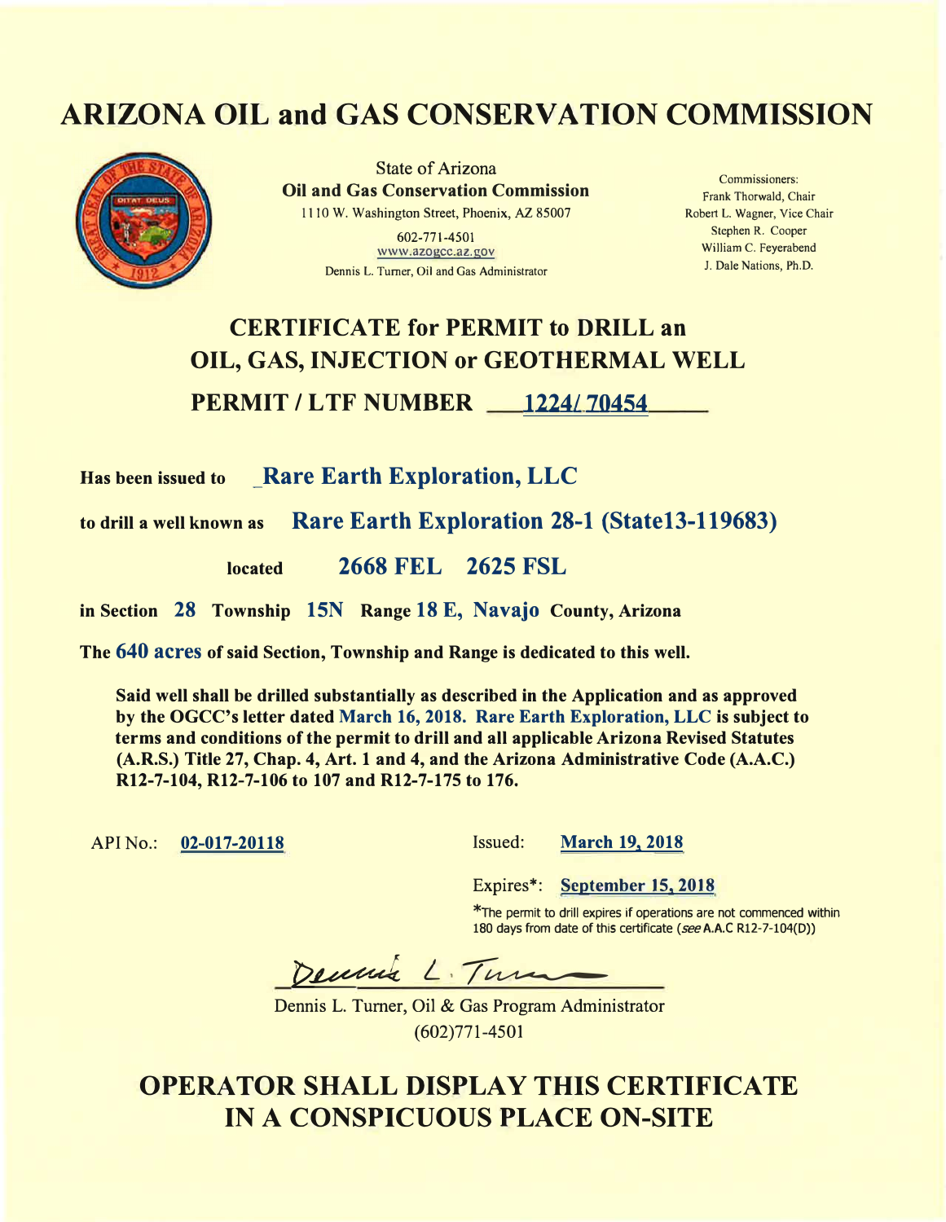# ARIZONA OIL and GAS CONSERVATION COMMISSION

State of Arizona
**Oil and Gas Conservation Commission**
1110 W. Washington Street, Phoenix, AZ 85007
602-771-4501
www.azogcc.az.gov
Dennis L. Turner, Oil and Gas Administrator

Commissioners:
Frank Thorwald, Chair
Robert L. Wagner, Vice Chair
Stephen R. Cooper
William C. Feyerabend
J. Dale Nations, Ph.D.

## CERTIFICATE for PERMIT to DRILL an OIL, GAS, INJECTION or GEOTHERMAL WELL

## PERMIT / LTF NUMBER 1224/ 70454

**Has been issued to** Rare Earth Exploration, LLC

**to drill a well known as** Rare Earth Exploration 28-1 (State13-119683)

**located** 2668 FEL 2625 FSL

**in Section** 28 **Township** 15N **Range** 18 E, Navajo **County, Arizona**

**The** 640 acres **of said Section, Township and Range is dedicated to this well.**

**Said well shall be drilled substantially as described in the Application and as approved by the OGCC's letter dated** March 16, 2018. Rare Earth Exploration, LLC **is subject to terms and conditions of the permit to drill and all applicable Arizona Revised Statutes (A.R.S.) Title 27, Chap. 4, Art. 1 and 4, and the Arizona Administrative Code (A.A.C.) R12-7-104, R12-7-106 to 107 and R12-7-175 to 176.**

API No.: 02-017-20118

Issued: March 19, 2018

Expires*: September 15, 2018

*The permit to drill expires if operations are not commenced within 180 days from date of this certificate (*see* A.A.C R12-7-104(D))

Dennis L. Turner

Dennis L. Turner, Oil & Gas Program Administrator
(602)771-4501

## OPERATOR SHALL DISPLAY THIS CERTIFICATE IN A CONSPICUOUS PLACE ON-SITE